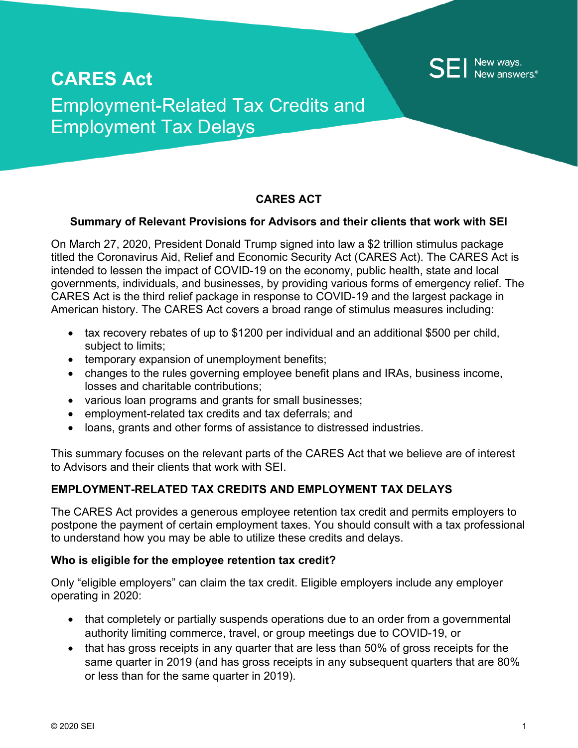# CARES Act

## Employment-Related Tax Credits and Employment Tax Delays

SEI New ways. New answers.®

**CARES ACT**

**Summary of Relevant Provisions for Advisors and their clients that work with SEI**

On March 27, 2020, President Donald Trump signed into law a $2 trillion stimulus package titled the Coronavirus Aid, Relief and Economic Security Act (CARES Act). The CARES Act is intended to lessen the impact of COVID-19 on the economy, public health, state and local governments, individuals, and businesses, by providing various forms of emergency relief. The CARES Act is the third relief package in response to COVID-19 and the largest package in American history. The CARES Act covers a broad range of stimulus measures including:

- tax recovery rebates of up to $1200 per individual and an additional $500 per child, subject to limits;
- temporary expansion of unemployment benefits;
- changes to the rules governing employee benefit plans and IRAs, business income, losses and charitable contributions;
- various loan programs and grants for small businesses;
- employment-related tax credits and tax deferrals; and
- loans, grants and other forms of assistance to distressed industries.

This summary focuses on the relevant parts of the CARES Act that we believe are of interest to Advisors and their clients that work with SEI.

### EMPLOYMENT-RELATED TAX CREDITS AND EMPLOYMENT TAX DELAYS

The CARES Act provides a generous employee retention tax credit and permits employers to postpone the payment of certain employment taxes. You should consult with a tax professional to understand how you may be able to utilize these credits and delays.

#### Who is eligible for the employee retention tax credit?

Only "eligible employers" can claim the tax credit. Eligible employers include any employer operating in 2020:

- that completely or partially suspends operations due to an order from a governmental authority limiting commerce, travel, or group meetings due to COVID-19, or
- that has gross receipts in any quarter that are less than 50% of gross receipts for the same quarter in 2019 (and has gross receipts in any subsequent quarters that are 80% or less than for the same quarter in 2019).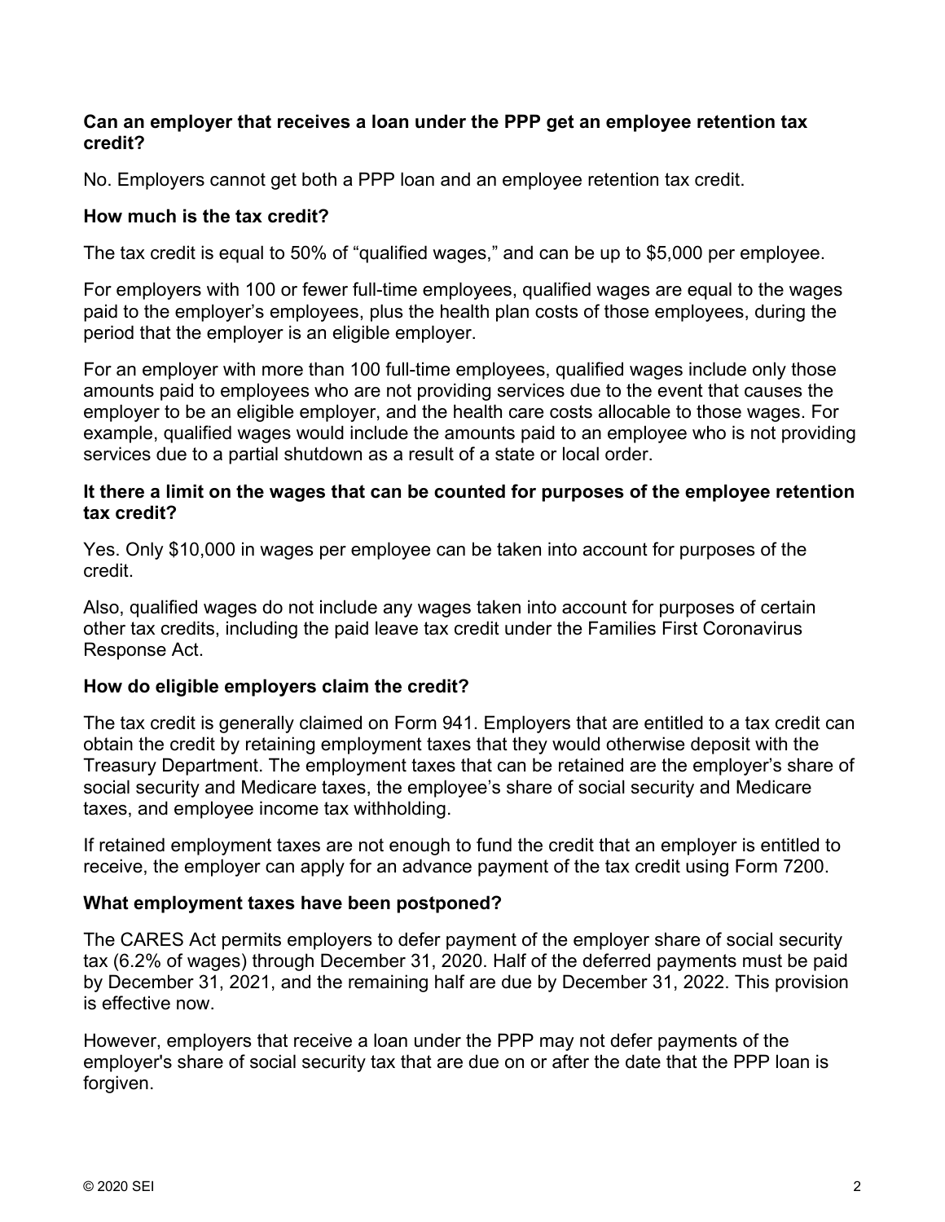**Can an employer that receives a loan under the PPP get an employee retention tax credit?**

No. Employers cannot get both a PPP loan and an employee retention tax credit.

**How much is the tax credit?**

The tax credit is equal to 50% of “qualified wages,” and can be up to $5,000 per employee.

For employers with 100 or fewer full-time employees, qualified wages are equal to the wages paid to the employer’s employees, plus the health plan costs of those employees, during the period that the employer is an eligible employer.

For an employer with more than 100 full-time employees, qualified wages include only those amounts paid to employees who are not providing services due to the event that causes the employer to be an eligible employer, and the health care costs allocable to those wages. For example, qualified wages would include the amounts paid to an employee who is not providing services due to a partial shutdown as a result of a state or local order.

**It there a limit on the wages that can be counted for purposes of the employee retention tax credit?**

Yes. Only $10,000 in wages per employee can be taken into account for purposes of the credit.

Also, qualified wages do not include any wages taken into account for purposes of certain other tax credits, including the paid leave tax credit under the Families First Coronavirus Response Act.

**How do eligible employers claim the credit?**

The tax credit is generally claimed on Form 941. Employers that are entitled to a tax credit can obtain the credit by retaining employment taxes that they would otherwise deposit with the Treasury Department. The employment taxes that can be retained are the employer’s share of social security and Medicare taxes, the employee’s share of social security and Medicare taxes, and employee income tax withholding.

If retained employment taxes are not enough to fund the credit that an employer is entitled to receive, the employer can apply for an advance payment of the tax credit using Form 7200.

**What employment taxes have been postponed?**

The CARES Act permits employers to defer payment of the employer share of social security tax (6.2% of wages) through December 31, 2020. Half of the deferred payments must be paid by December 31, 2021, and the remaining half are due by December 31, 2022. This provision is effective now.

However, employers that receive a loan under the PPP may not defer payments of the employer's share of social security tax that are due on or after the date that the PPP loan is forgiven.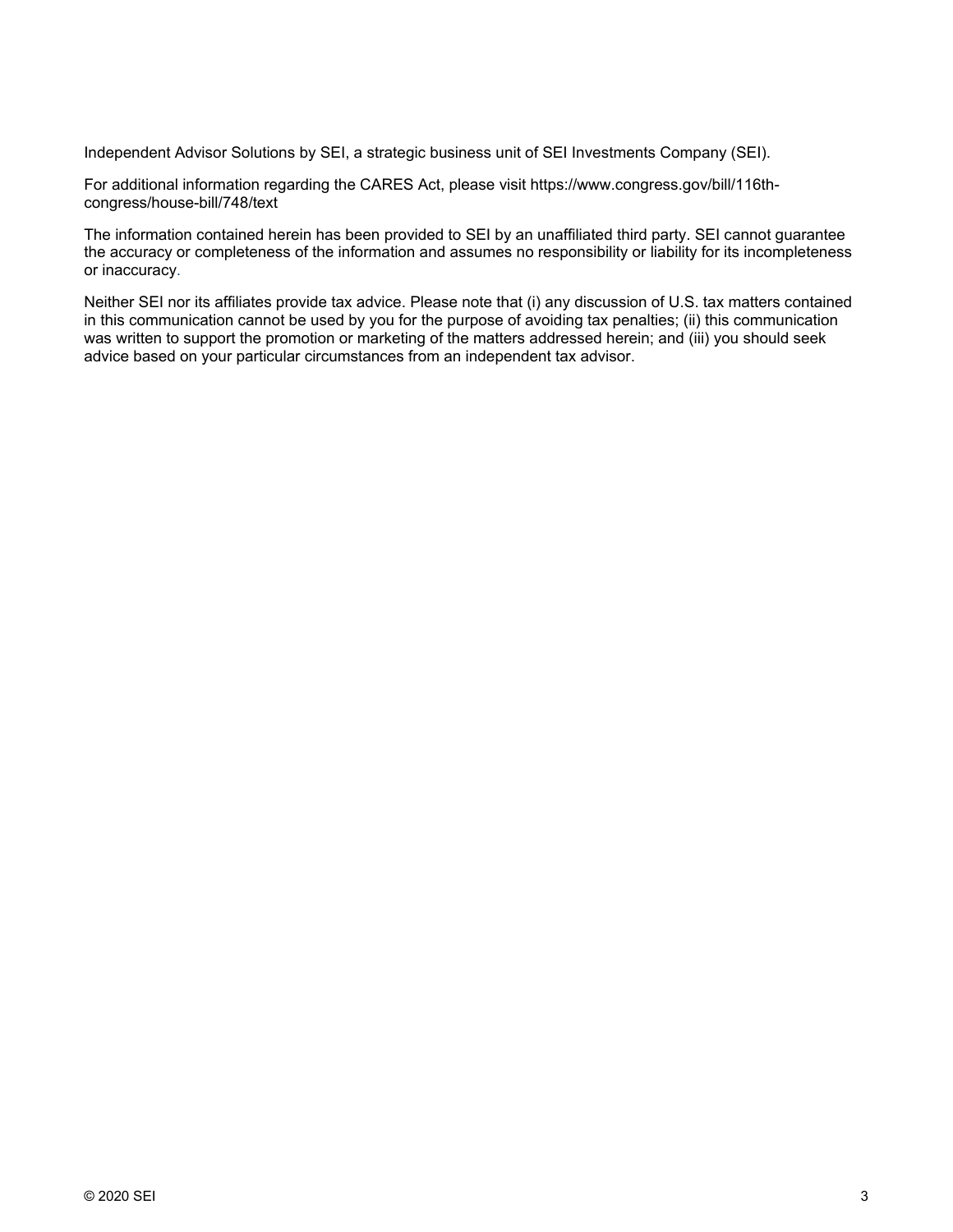Independent Advisor Solutions by SEI, a strategic business unit of SEI Investments Company (SEI).

For additional information regarding the CARES Act, please visit https://www.congress.gov/bill/116th-congress/house-bill/748/text

The information contained herein has been provided to SEI by an unaffiliated third party. SEI cannot guarantee the accuracy or completeness of the information and assumes no responsibility or liability for its incompleteness or inaccuracy.

Neither SEI nor its affiliates provide tax advice. Please note that (i) any discussion of U.S. tax matters contained in this communication cannot be used by you for the purpose of avoiding tax penalties; (ii) this communication was written to support the promotion or marketing of the matters addressed herein; and (iii) you should seek advice based on your particular circumstances from an independent tax advisor.

© 2020 SEI